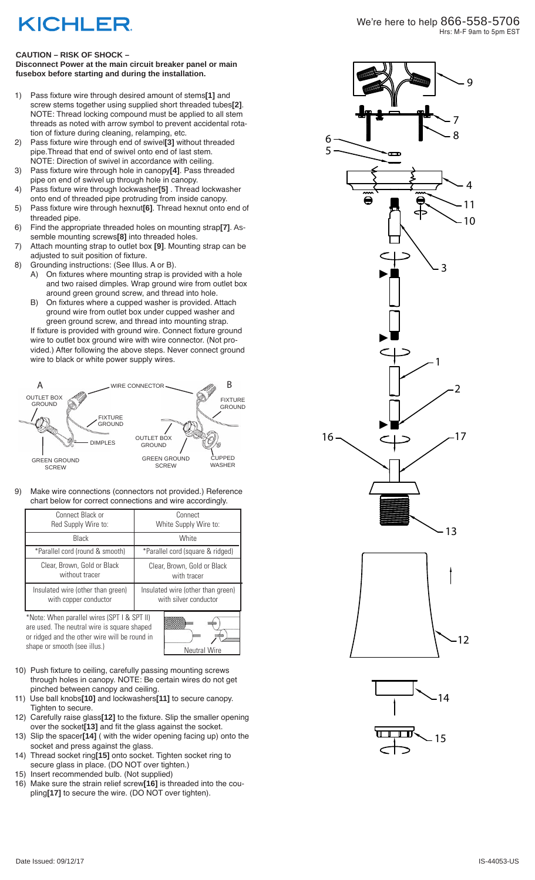# KICHLER

We're here to help 866-558-5706
Hrs: M-F 9am to 5pm EST

**CAUTION – RISK OF SHOCK –**
**Disconnect Power at the main circuit breaker panel or main fusebox before starting and during the installation.**

1) Pass fixture wire through desired amount of stems**[1]** and screw stems together using supplied short threaded tubes**[2]**. NOTE: Thread locking compound must be applied to all stem threads as noted with arrow symbol to prevent accidental rotation of fixture during cleaning, relamping, etc.
2) Pass fixture wire through end of swivel**[3]** without threaded pipe. Thread that end of swivel onto end of last stem. NOTE: Direction of swivel in accordance with ceiling.
3) Pass fixture wire through hole in canopy**[4]**. Pass threaded pipe on end of swivel up through hole in canopy.
4) Pass fixture wire through lockwasher**[5]** . Thread lockwasher onto end of threaded pipe protruding from inside canopy.
5) Pass fixture wire through hexnut**[6]**. Thread hexnut onto end of threaded pipe.
6) Find the appropriate threaded holes on mounting strap**[7]**. Assemble mounting screws**[8]** into threaded holes.
7) Attach mounting strap to outlet box **[9]**. Mounting strap can be adjusted to suit position of fixture.
8) Grounding instructions: (See Illus. A or B).
   A) On fixtures where mounting strap is provided with a hole and two raised dimples. Wrap ground wire from outlet box around green ground screw, and thread into hole.
   B) On fixtures where a cupped washer is provided. Attach ground wire from outlet box under cupped washer and green ground screw, and thread into mounting strap.

   If fixture is provided with ground wire. Connect fixture ground wire to outlet box ground wire with wire connector. (Not provided.) After following the above steps. Never connect ground wire to black or white power supply wires.

A: OUTLET BOX GROUND, FIXTURE GROUND, DIMPLES, GREEN GROUND SCREW, WIRE CONNECTOR
B: FIXTURE GROUND, OUTLET BOX GROUND, GREEN GROUND SCREW, CUPPED WASHER

9) Make wire connections (connectors not provided.) Reference chart below for correct connections and wire accordingly.

| Connect Black or Red Supply Wire to: | Connect White Supply Wire to: |
|---|---|
| Black | White |
| *Parallel cord (round & smooth) | *Parallel cord (square & ridged) |
| Clear, Brown, Gold or Black without tracer | Clear, Brown, Gold or Black with tracer |
| Insulated wire (other than green) with copper conductor | Insulated wire (other than green) with silver conductor |

*Note: When parallel wires (SPT I & SPT II) are used. The neutral wire is square shaped or ridged and the other wire will be round in shape or smooth (see illus.)

Neutral Wire

10) Push fixture to ceiling, carefully passing mounting screws through holes in canopy. NOTE: Be certain wires do not get pinched between canopy and ceiling.
11) Use ball knobs**[10]** and lockwashers**[11]** to secure canopy. Tighten to secure.
12) Carefully raise glass**[12]** to the fixture. Slip the smaller opening over the socket**[13]** and fit the glass against the socket.
13) Slip the spacer**[14]** ( with the wider opening facing up) onto the socket and press against the glass.
14) Thread socket ring**[15]** onto socket. Tighten socket ring to secure glass in place. (DO NOT over tighten.)
15) Insert recommended bulb. (Not supplied)
16) Make sure the strain relief screw**[16]** is threaded into the coupling**[17]** to secure the wire. (DO NOT over tighten).

Date Issued: 09/12/17

IS-44053-US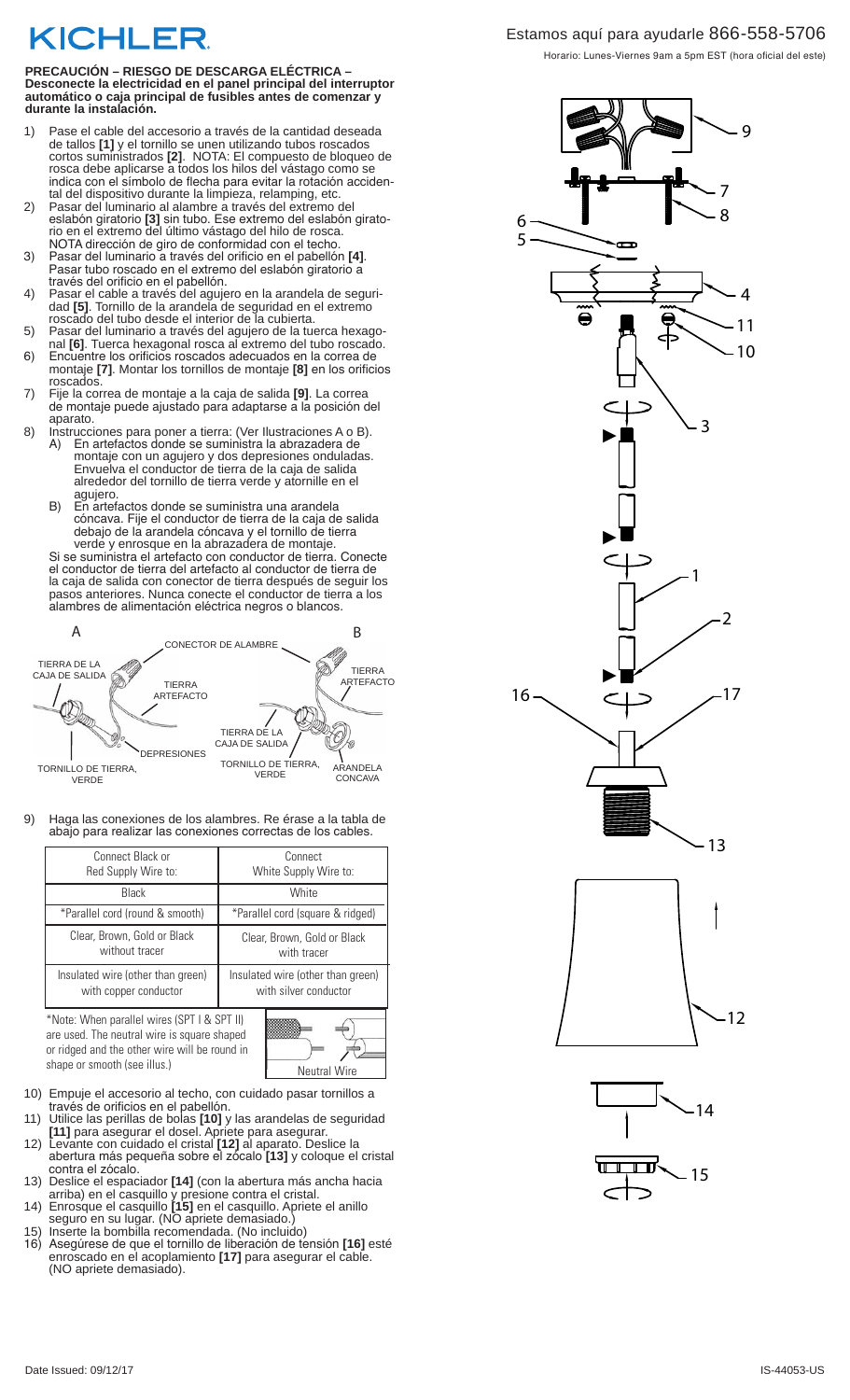# KICHLER

Estamos aquí para ayudarle 866-558-5706

Horario: Lunes-Viernes 9am a 5pm EST (hora oficial del este)

**PRECAUCIÓN – RIESGO DE DESCARGA ELÉCTRICA – Desconecte la electricidad en el panel principal del interruptor automático o caja principal de fusibles antes de comenzar y durante la instalación.**

1) Pase el cable del accesorio a través de la cantidad deseada de tallos **[1]** y el tornillo se unen utilizando tubos roscados cortos suministrados **[2]**. NOTA: El compuesto de bloqueo de rosca debe aplicarse a todos los hilos del vástago como se indica con el símbolo de flecha para evitar la rotación accidental del dispositivo durante la limpieza, relamping, etc.
2) Pasar del luminario al alambre a través del extremo del eslabón giratorio **[3]** sin tubo. Ese extremo del eslabón giratorio en el extremo del último vástago del hilo de rosca. NOTA dirección de giro de conformidad con el techo.
3) Pasar del luminario a través del orificio en el pabellón **[4]**. Pasar tubo roscado en el extremo del eslabón giratorio a través del orificio en el pabellón.
4) Pasar el cable a través del agujero en la arandela de seguridad **[5]**. Tornillo de la arandela de seguridad en el extremo roscado del tubo desde el interior de la cubierta.
5) Pasar del luminario a través del agujero de la tuerca hexagonal **[6]**. Tuerca hexagonal rosca al extremo del tubo roscado.
6) Encuentre los orificios roscados adecuados en la correa de montaje **[7]**. Montar los tornillos de montaje **[8]** en los orificios roscados.
7) Fije la correa de montaje a la caja de salida **[9]**. La correa de montaje puede ajustado para adaptarse a la posición del aparato.
8) Instrucciones para poner a tierra: (Ver Ilustraciones A o B).
   A) En artefactos donde se suministra la abrazadera de montaje con un agujero y dos depresiones onduladas. Envuelva el conductor de tierra de la caja de salida alrededor del tornillo de tierra verde y atornille en el agujero.
   B) En artefactos donde se suministra una arandela cóncava. Fije el conductor de tierra de la caja de salida debajo de la arandela cóncava y el tornillo de tierra verde y enrosque en la abrazadera de montaje.

   Si se suministra el artefacto con conductor de tierra. Conecte el conductor de tierra del artefacto al conductor de tierra de la caja de salida con conector de tierra después de seguir los pasos anteriores. Nunca conecte el conductor de tierra a los alambres de alimentación eléctrica negros o blancos.

A
TIERRA DE LA CAJA DE SALIDA
TIERRA ARTEFACTO
DEPRESIONES
TORNILLO DE TIERRA, VERDE

CONECTOR DE ALAMBRE

B
TIERRA ARTEFACTO
TIERRA DE LA CAJA DE SALIDA
TORNILLO DE TIERRA, VERDE
ARANDELA CONCAVA

9) Haga las conexiones de los alambres. Re érase a la tabla de abajo para realizar las conexiones correctas de los cables.

| Connect Black or Red Supply Wire to: | Connect White Supply Wire to: |
|---|---|
| Black | White |
| *Parallel cord (round & smooth) | *Parallel cord (square & ridged) |
| Clear, Brown, Gold or Black without tracer | Clear, Brown, Gold or Black with tracer |
| Insulated wire (other than green) with copper conductor | Insulated wire (other than green) with silver conductor |

*Note: When parallel wires (SPT I & SPT II) are used. The neutral wire is square shaped or ridged and the other wire will be round in shape or smooth (see illus.)

Neutral Wire

10) Empuje el accesorio al techo, con cuidado pasar tornillos a través de orificios en el pabellón.
11) Utilice las perillas de bolas **[10]** y las arandelas de seguridad **[11]** para asegurar el dosel. Apriete para asegurar.
12) Levante con cuidado el cristal **[12]** al aparato. Deslice la abertura más pequeña sobre el zócalo **[13]** y coloque el cristal contra el zócalo.
13) Deslice el espaciador **[14]** (con la abertura más ancha hacia arriba) en el casquillo y presione contra el cristal.
14) Enrosque el casquillo **[15]** en el casquillo. Apriete el anillo seguro en su lugar. (NO apriete demasiado.)
15) Inserte la bombilla recomendada. (No incluido)
16) Asegúrese de que el tornillo de liberación de tensión **[16]** esté enroscado en el acoplamiento **[17]** para asegurar el cable. (NO apriete demasiado).

9
7
8
6
5
4
11
10
3
1
2
16
17
13
12
14
15

Date Issued: 09/12/17

IS-44053-US